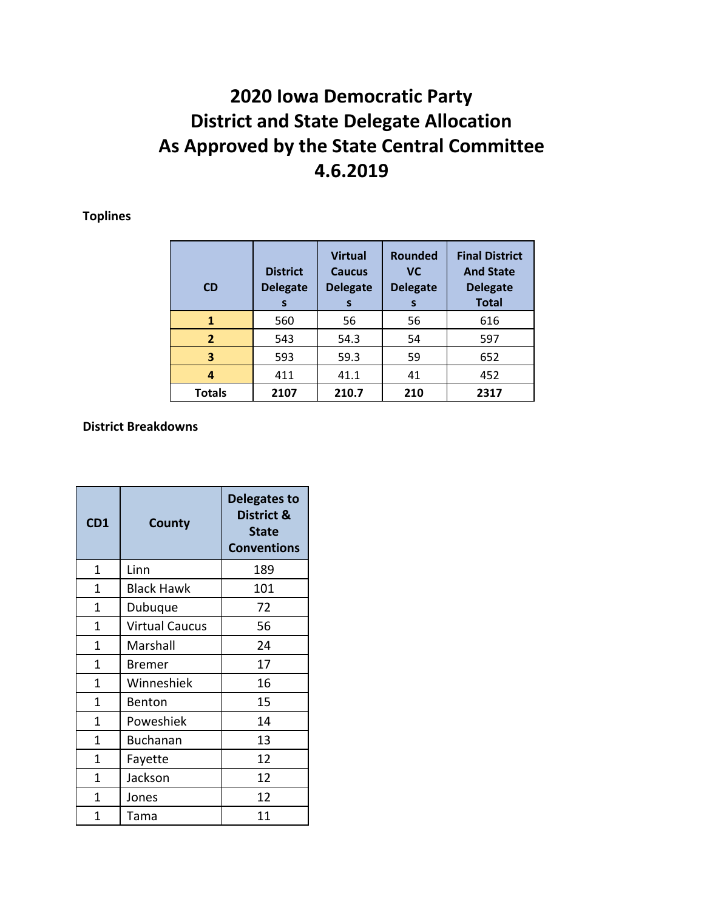# 2020 Iowa Democratic Party
# District and State Delegate Allocation
# As Approved by the State Central Committee
# 4.6.2019

**Toplines**

| CD | District Delegates | Virtual Caucus Delegates | Rounded VC Delegates | Final District And State Delegate Total |
|---|---|---|---|---|
| **1** | 560 | 56 | 56 | 616 |
| **2** | 543 | 54.3 | 54 | 597 |
| **3** | 593 | 59.3 | 59 | 652 |
| **4** | 411 | 41.1 | 41 | 452 |
| **Totals** | **2107** | **210.7** | **210** | **2317** |

**District Breakdowns**

| CD1 | County | Delegates to District & State Conventions |
|---|---|---|
| 1 | Linn | 189 |
| 1 | Black Hawk | 101 |
| 1 | Dubuque | 72 |
| 1 | Virtual Caucus | 56 |
| 1 | Marshall | 24 |
| 1 | Bremer | 17 |
| 1 | Winneshiek | 16 |
| 1 | Benton | 15 |
| 1 | Poweshiek | 14 |
| 1 | Buchanan | 13 |
| 1 | Fayette | 12 |
| 1 | Jackson | 12 |
| 1 | Jones | 12 |
| 1 | Tama | 11 |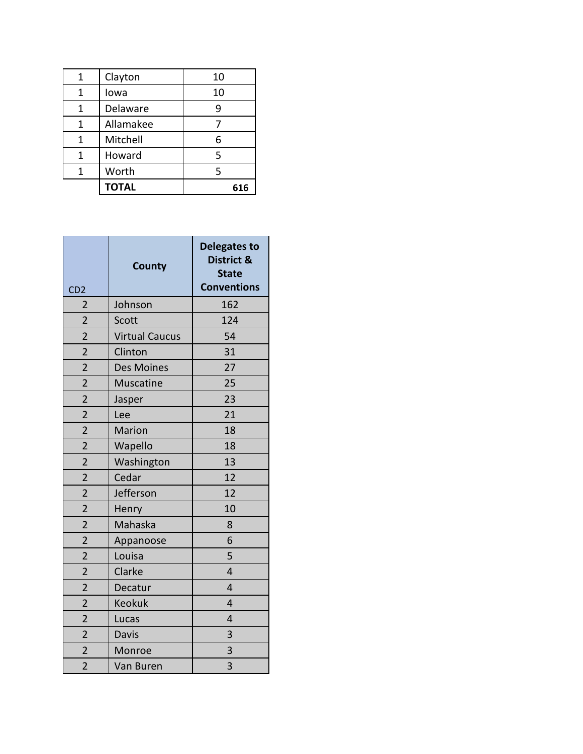| | | |
|---|---|---|
| 1 | Clayton | 10 |
| 1 | Iowa | 10 |
| 1 | Delaware | 9 |
| 1 | Allamakee | 7 |
| 1 | Mitchell | 6 |
| 1 | Howard | 5 |
| 1 | Worth | 5 |
| | **TOTAL** | **616** |

| CD2 | County | Delegates to District & State Conventions |
|---|---|---|
| 2 | Johnson | 162 |
| 2 | Scott | 124 |
| 2 | Virtual Caucus | 54 |
| 2 | Clinton | 31 |
| 2 | Des Moines | 27 |
| 2 | Muscatine | 25 |
| 2 | Jasper | 23 |
| 2 | Lee | 21 |
| 2 | Marion | 18 |
| 2 | Wapello | 18 |
| 2 | Washington | 13 |
| 2 | Cedar | 12 |
| 2 | Jefferson | 12 |
| 2 | Henry | 10 |
| 2 | Mahaska | 8 |
| 2 | Appanoose | 6 |
| 2 | Louisa | 5 |
| 2 | Clarke | 4 |
| 2 | Decatur | 4 |
| 2 | Keokuk | 4 |
| 2 | Lucas | 4 |
| 2 | Davis | 3 |
| 2 | Monroe | 3 |
| 2 | Van Buren | 3 |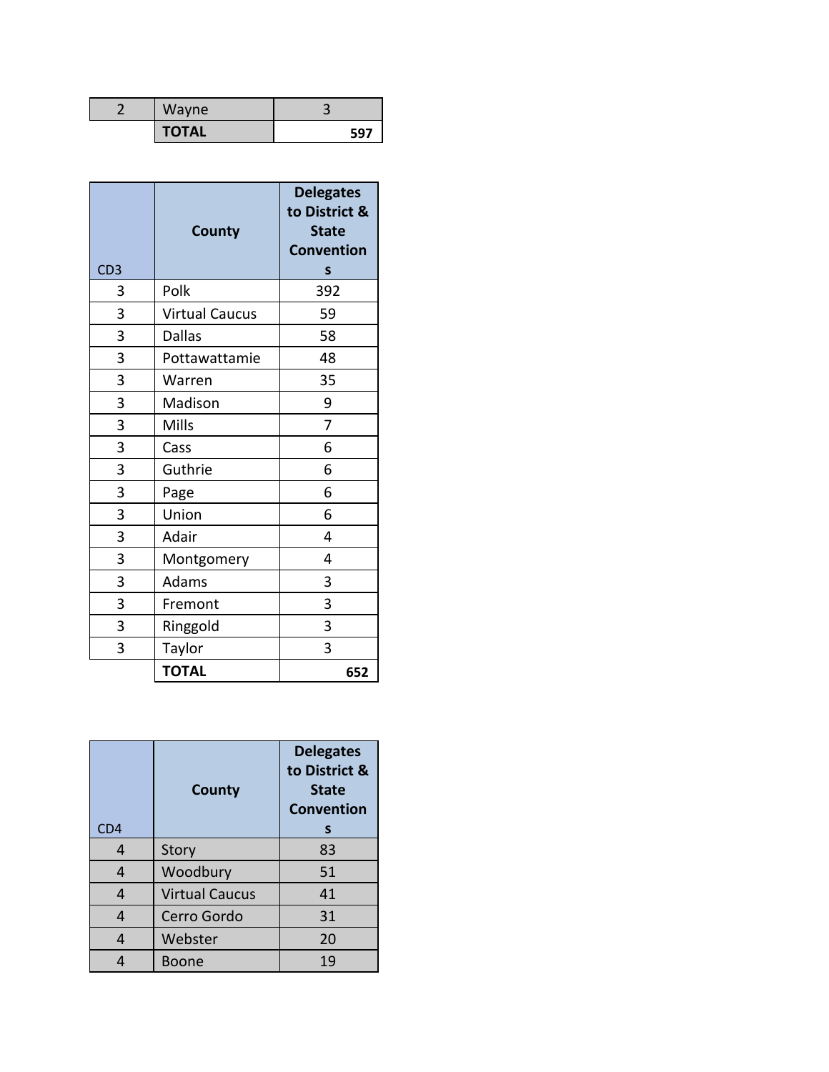| 2 | Wayne | 3 |
| --- | --- | --- |
| | **TOTAL** | **597** |

| CD3 | County | Delegates to District & State Conventions |
| --- | --- | --- |
| 3 | Polk | 392 |
| 3 | Virtual Caucus | 59 |
| 3 | Dallas | 58 |
| 3 | Pottawattamie | 48 |
| 3 | Warren | 35 |
| 3 | Madison | 9 |
| 3 | Mills | 7 |
| 3 | Cass | 6 |
| 3 | Guthrie | 6 |
| 3 | Page | 6 |
| 3 | Union | 6 |
| 3 | Adair | 4 |
| 3 | Montgomery | 4 |
| 3 | Adams | 3 |
| 3 | Fremont | 3 |
| 3 | Ringgold | 3 |
| 3 | Taylor | 3 |
| | **TOTAL** | **652** |

| CD4 | County | Delegates to District & State Conventions |
| --- | --- | --- |
| 4 | Story | 83 |
| 4 | Woodbury | 51 |
| 4 | Virtual Caucus | 41 |
| 4 | Cerro Gordo | 31 |
| 4 | Webster | 20 |
| 4 | Boone | 19 |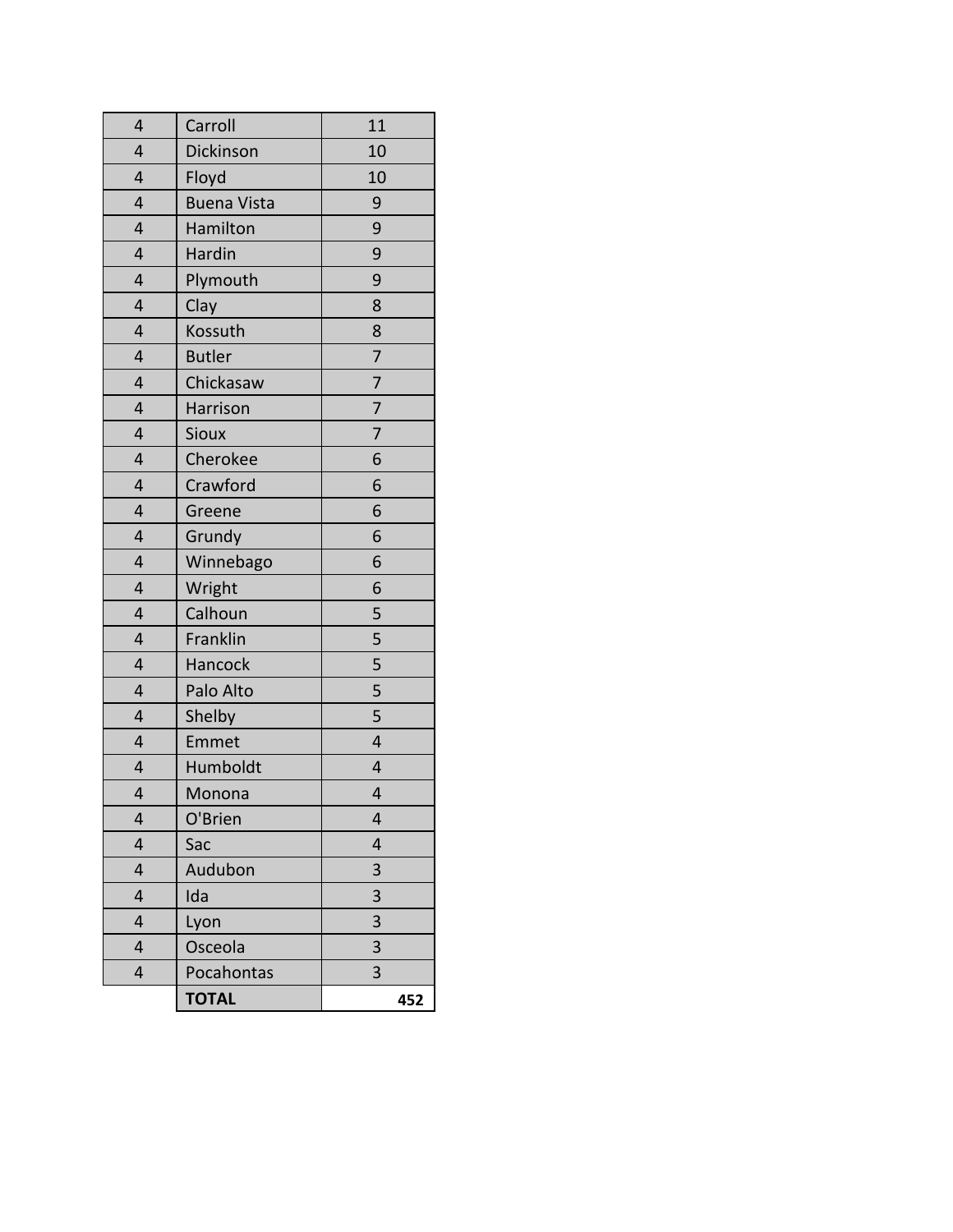| | | |
|---|---|---|
| 4 | Carroll | 11 |
| 4 | Dickinson | 10 |
| 4 | Floyd | 10 |
| 4 | Buena Vista | 9 |
| 4 | Hamilton | 9 |
| 4 | Hardin | 9 |
| 4 | Plymouth | 9 |
| 4 | Clay | 8 |
| 4 | Kossuth | 8 |
| 4 | Butler | 7 |
| 4 | Chickasaw | 7 |
| 4 | Harrison | 7 |
| 4 | Sioux | 7 |
| 4 | Cherokee | 6 |
| 4 | Crawford | 6 |
| 4 | Greene | 6 |
| 4 | Grundy | 6 |
| 4 | Winnebago | 6 |
| 4 | Wright | 6 |
| 4 | Calhoun | 5 |
| 4 | Franklin | 5 |
| 4 | Hancock | 5 |
| 4 | Palo Alto | 5 |
| 4 | Shelby | 5 |
| 4 | Emmet | 4 |
| 4 | Humboldt | 4 |
| 4 | Monona | 4 |
| 4 | O'Brien | 4 |
| 4 | Sac | 4 |
| 4 | Audubon | 3 |
| 4 | Ida | 3 |
| 4 | Lyon | 3 |
| 4 | Osceola | 3 |
| 4 | Pocahontas | 3 |
| | **TOTAL** | **452** |